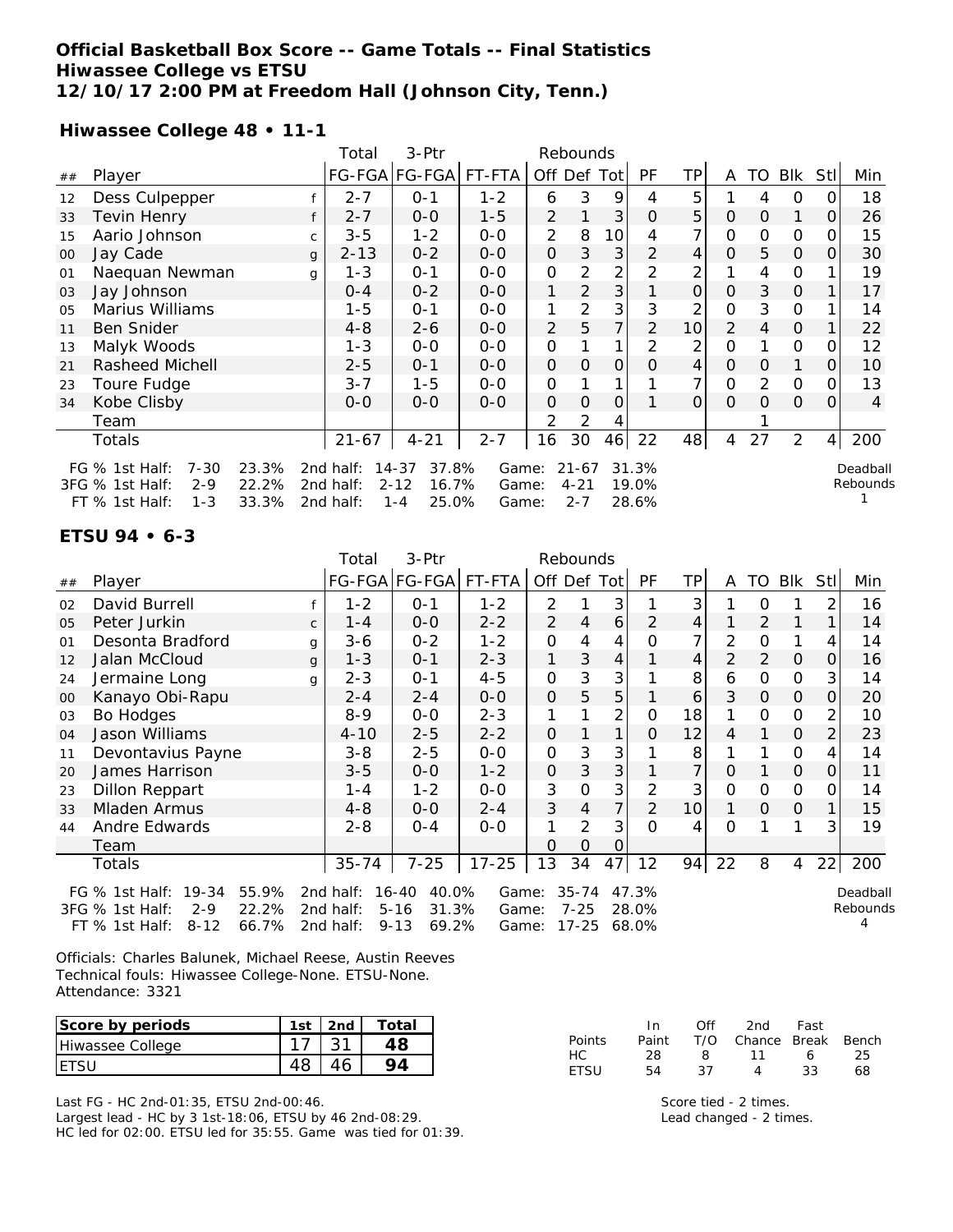# Official Basketball Box Score -- Game Totals -- Final Statistics
## Hiwassee College vs ETSU
## 12/10/17 2:00 PM at Freedom Hall (Johnson City, Tenn.)

### Hiwassee College 48 • 11-1

| ## | Player | | Total FG-FGA | 3-Ptr FG-FGA | FT-FTA | Rebounds Off | Def | Tot | PF | TP | A | TO | Blk | Stl | Min |
|---|---|---|---|---|---|---|---|---|---|---|---|---|---|---|---|
| 12 | Dess Culpepper | f | 2-7 | 0-1 | 1-2 | 6 | 3 | 9 | 4 | 5 | 1 | 4 | 0 | 0 | 18 |
| 33 | Tevin Henry | f | 2-7 | 0-0 | 1-5 | 2 | 1 | 3 | 0 | 5 | 0 | 0 | 1 | 0 | 26 |
| 15 | Aario Johnson | c | 3-5 | 1-2 | 0-0 | 2 | 8 | 10 | 4 | 7 | 0 | 0 | 0 | 0 | 15 |
| 00 | Jay Cade | g | 2-13 | 0-2 | 0-0 | 0 | 3 | 3 | 2 | 4 | 0 | 5 | 0 | 0 | 30 |
| 01 | Naequan Newman | g | 1-3 | 0-1 | 0-0 | 0 | 2 | 2 | 2 | 2 | 1 | 4 | 0 | 1 | 19 |
| 03 | Jay Johnson | | 0-4 | 0-2 | 0-0 | 1 | 2 | 3 | 1 | 0 | 0 | 3 | 0 | 1 | 17 |
| 05 | Marius Williams | | 1-5 | 0-1 | 0-0 | 1 | 2 | 3 | 3 | 2 | 0 | 3 | 0 | 1 | 14 |
| 11 | Ben Snider | | 4-8 | 2-6 | 0-0 | 2 | 5 | 7 | 2 | 10 | 2 | 4 | 0 | 1 | 22 |
| 13 | Malyk Woods | | 1-3 | 0-0 | 0-0 | 0 | 1 | 1 | 2 | 2 | 0 | 1 | 0 | 0 | 12 |
| 21 | Rasheed Michell | | 2-5 | 0-1 | 0-0 | 0 | 0 | 0 | 0 | 4 | 0 | 0 | 1 | 0 | 10 |
| 23 | Toure Fudge | | 3-7 | 1-5 | 0-0 | 0 | 1 | 1 | 1 | 7 | 0 | 2 | 0 | 0 | 13 |
| 34 | Kobe Clisby | | 0-0 | 0-0 | 0-0 | 0 | 0 | 0 | 1 | 0 | 0 | 0 | 0 | 0 | 4 |
| | Team | | | | | 2 | 2 | 4 | | | | 1 | | | |
| | Totals | | 21-67 | 4-21 | 2-7 | 16 | 30 | 46 | 22 | 48 | 4 | 27 | 2 | 4 | 200 |

FG % 1st Half: 7-30 23.3% 2nd half: 14-37 37.8% Game: 21-67 31.3%
3FG % 1st Half: 2-9 22.2% 2nd half: 2-12 16.7% Game: 4-21 19.0%
FT % 1st Half: 1-3 33.3% 2nd half: 1-4 25.0% Game: 2-7 28.6%

Deadball Rebounds: 1

### ETSU 94 • 6-3

| ## | Player | | Total FG-FGA | 3-Ptr FG-FGA | FT-FTA | Rebounds Off | Def | Tot | PF | TP | A | TO | Blk | Stl | Min |
|---|---|---|---|---|---|---|---|---|---|---|---|---|---|---|---|
| 02 | David Burrell | f | 1-2 | 0-1 | 1-2 | 2 | 1 | 3 | 1 | 3 | 1 | 0 | 1 | 2 | 16 |
| 05 | Peter Jurkin | c | 1-4 | 0-0 | 2-2 | 2 | 4 | 6 | 2 | 4 | 1 | 2 | 1 | 1 | 14 |
| 01 | Desonta Bradford | g | 3-6 | 0-2 | 1-2 | 0 | 4 | 4 | 0 | 7 | 2 | 0 | 1 | 4 | 14 |
| 12 | Jalan McCloud | g | 1-3 | 0-1 | 2-3 | 1 | 3 | 4 | 1 | 4 | 2 | 2 | 0 | 0 | 16 |
| 24 | Jermaine Long | g | 2-3 | 0-1 | 4-5 | 0 | 3 | 3 | 1 | 8 | 6 | 0 | 0 | 3 | 14 |
| 00 | Kanayo Obi-Rapu | | 2-4 | 2-4 | 0-0 | 0 | 5 | 5 | 1 | 6 | 3 | 0 | 0 | 0 | 20 |
| 03 | Bo Hodges | | 8-9 | 0-0 | 2-3 | 1 | 1 | 2 | 0 | 18 | 1 | 0 | 0 | 2 | 10 |
| 04 | Jason Williams | | 4-10 | 2-5 | 2-2 | 0 | 1 | 1 | 0 | 12 | 4 | 1 | 0 | 2 | 23 |
| 11 | Devontavius Payne | | 3-8 | 2-5 | 0-0 | 0 | 3 | 3 | 1 | 8 | 1 | 1 | 0 | 4 | 14 |
| 20 | James Harrison | | 3-5 | 0-0 | 1-2 | 0 | 3 | 3 | 1 | 7 | 0 | 1 | 0 | 0 | 11 |
| 23 | Dillon Reppart | | 1-4 | 1-2 | 0-0 | 3 | 0 | 3 | 2 | 3 | 0 | 0 | 0 | 0 | 14 |
| 33 | Mladen Armus | | 4-8 | 0-0 | 2-4 | 3 | 4 | 7 | 2 | 10 | 1 | 0 | 0 | 1 | 15 |
| 44 | Andre Edwards | | 2-8 | 0-4 | 0-0 | 1 | 2 | 3 | 0 | 4 | 0 | 1 | 1 | 3 | 19 |
| | Team | | | | | 0 | 0 | 0 | | | | | | | |
| | Totals | | 35-74 | 7-25 | 17-25 | 13 | 34 | 47 | 12 | 94 | 22 | 8 | 4 | 22 | 200 |

FG % 1st Half: 19-34 55.9% 2nd half: 16-40 40.0% Game: 35-74 47.3%
3FG % 1st Half: 2-9 22.2% 2nd half: 5-16 31.3% Game: 7-25 28.0%
FT % 1st Half: 8-12 66.7% 2nd half: 9-13 69.2% Game: 17-25 68.0%

Deadball Rebounds: 4

Officials: Charles Balunek, Michael Reese, Austin Reeves
Technical fouls: Hiwassee College-None. ETSU-None.
Attendance: 3321

| Score by periods | 1st | 2nd | Total |
|---|---|---|---|
| Hiwassee College | 17 | 31 | 48 |
| ETSU | 48 | 46 | 94 |

| Points | In Paint | Off T/O | 2nd Chance | Fast Break | Bench |
|---|---|---|---|---|---|
| HC | 28 | 8 | 11 | 6 | 25 |
| ETSU | 54 | 37 | 4 | 33 | 68 |

Last FG - HC 2nd-01:35, ETSU 2nd-00:46.
Largest lead - HC by 3 1st-18:06, ETSU by 46 2nd-08:29.
HC led for 02:00. ETSU led for 35:55. Game was tied for 01:39.

Score tied - 2 times.
Lead changed - 2 times.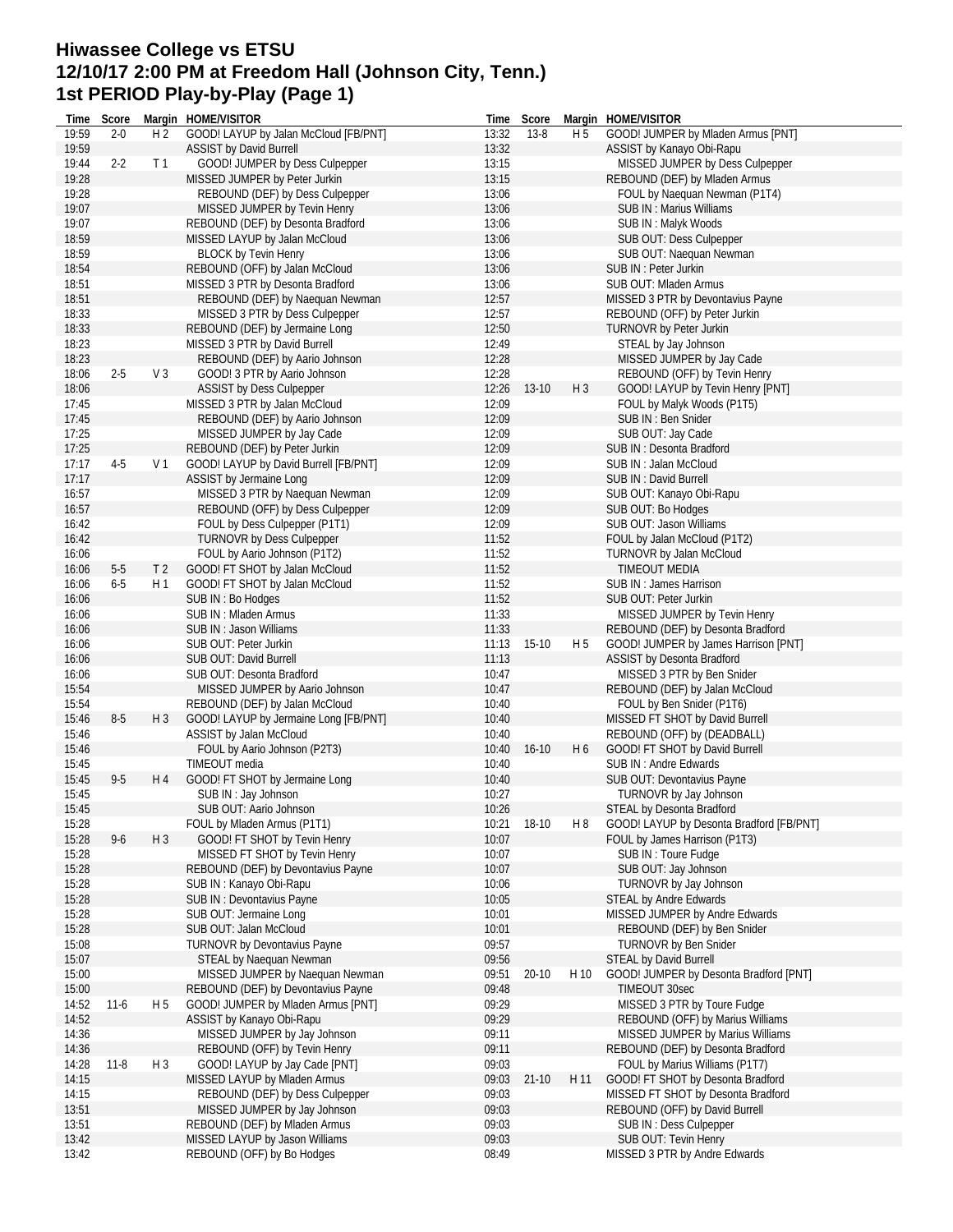# Hiwassee College vs ETSU
# 12/10/17 2:00 PM at Freedom Hall (Johnson City, Tenn.)
# 1st PERIOD Play-by-Play (Page 1)

| Time | Score | Margin | HOME/VISITOR |
|---|---|---|---|
| 19:59 | 2-0 | H 2 | GOOD! LAYUP by Jalan McCloud [FB/PNT] |
| 19:59 | | | ASSIST by David Burrell |
| 19:44 | 2-2 | T 1 | GOOD! JUMPER by Dess Culpepper |
| 19:28 | | | MISSED JUMPER by Peter Jurkin |
| 19:28 | | | REBOUND (DEF) by Dess Culpepper |
| 19:07 | | | MISSED JUMPER by Tevin Henry |
| 19:07 | | | REBOUND (DEF) by Desonta Bradford |
| 18:59 | | | MISSED LAYUP by Jalan McCloud |
| 18:59 | | | BLOCK by Tevin Henry |
| 18:54 | | | REBOUND (OFF) by Jalan McCloud |
| 18:51 | | | MISSED 3 PTR by Desonta Bradford |
| 18:51 | | | REBOUND (DEF) by Naequan Newman |
| 18:33 | | | MISSED 3 PTR by Dess Culpepper |
| 18:33 | | | REBOUND (DEF) by Jermaine Long |
| 18:23 | | | MISSED 3 PTR by David Burrell |
| 18:23 | | | REBOUND (DEF) by Aario Johnson |
| 18:06 | 2-5 | V 3 | GOOD! 3 PTR by Aario Johnson |
| 18:06 | | | ASSIST by Dess Culpepper |
| 17:45 | | | MISSED 3 PTR by Jalan McCloud |
| 17:45 | | | REBOUND (DEF) by Aario Johnson |
| 17:25 | | | MISSED JUMPER by Jay Cade |
| 17:25 | | | REBOUND (DEF) by Peter Jurkin |
| 17:17 | 4-5 | V 1 | GOOD! LAYUP by David Burrell [FB/PNT] |
| 17:17 | | | ASSIST by Jermaine Long |
| 16:57 | | | MISSED 3 PTR by Naequan Newman |
| 16:57 | | | REBOUND (OFF) by Dess Culpepper |
| 16:42 | | | FOUL by Dess Culpepper (P1T1) |
| 16:42 | | | TURNOVR by Dess Culpepper |
| 16:06 | | | FOUL by Aario Johnson (P1T2) |
| 16:06 | 5-5 | T 2 | GOOD! FT SHOT by Jalan McCloud |
| 16:06 | 6-5 | H 1 | GOOD! FT SHOT by Jalan McCloud |
| 16:06 | | | SUB IN : Bo Hodges |
| 16:06 | | | SUB IN : Mladen Armus |
| 16:06 | | | SUB IN : Jason Williams |
| 16:06 | | | SUB OUT: Peter Jurkin |
| 16:06 | | | SUB OUT: David Burrell |
| 16:06 | | | SUB OUT: Desonta Bradford |
| 15:54 | | | MISSED JUMPER by Aario Johnson |
| 15:54 | | | REBOUND (DEF) by Jalan McCloud |
| 15:46 | 8-5 | H 3 | GOOD! LAYUP by Jermaine Long [FB/PNT] |
| 15:46 | | | ASSIST by Jalan McCloud |
| 15:46 | | | FOUL by Aario Johnson (P2T3) |
| 15:45 | | | TIMEOUT media |
| 15:45 | 9-5 | H 4 | GOOD! FT SHOT by Jermaine Long |
| 15:45 | | | SUB IN : Jay Johnson |
| 15:45 | | | SUB OUT: Aario Johnson |
| 15:28 | | | FOUL by Mladen Armus (P1T1) |
| 15:28 | 9-6 | H 3 | GOOD! FT SHOT by Tevin Henry |
| 15:28 | | | MISSED FT SHOT by Tevin Henry |
| 15:28 | | | REBOUND (DEF) by Devontavius Payne |
| 15:28 | | | SUB IN : Kanayo Obi-Rapu |
| 15:28 | | | SUB IN : Devontavius Payne |
| 15:28 | | | SUB OUT: Jermaine Long |
| 15:28 | | | SUB OUT: Jalan McCloud |
| 15:08 | | | TURNOVR by Devontavius Payne |
| 15:07 | | | STEAL by Naequan Newman |
| 15:00 | | | MISSED JUMPER by Naequan Newman |
| 15:00 | | | REBOUND (DEF) by Devontavius Payne |
| 14:52 | 11-6 | H 5 | GOOD! JUMPER by Mladen Armus [PNT] |
| 14:52 | | | ASSIST by Kanayo Obi-Rapu |
| 14:36 | | | MISSED JUMPER by Jay Johnson |
| 14:36 | | | REBOUND (OFF) by Tevin Henry |
| 14:28 | 11-8 | H 3 | GOOD! LAYUP by Jay Cade [PNT] |
| 14:15 | | | MISSED LAYUP by Mladen Armus |
| 14:15 | | | REBOUND (DEF) by Dess Culpepper |
| 13:51 | | | MISSED JUMPER by Jay Johnson |
| 13:51 | | | REBOUND (DEF) by Mladen Armus |
| 13:42 | | | MISSED LAYUP by Jason Williams |
| 13:42 | | | REBOUND (OFF) by Bo Hodges |
| 13:32 | 13-8 | H 5 | GOOD! JUMPER by Mladen Armus [PNT] |
| 13:32 | | | ASSIST by Kanayo Obi-Rapu |
| 13:15 | | | MISSED JUMPER by Dess Culpepper |
| 13:15 | | | REBOUND (DEF) by Mladen Armus |
| 13:06 | | | FOUL by Naequan Newman (P1T4) |
| 13:06 | | | SUB IN : Marius Williams |
| 13:06 | | | SUB IN : Malyk Woods |
| 13:06 | | | SUB OUT: Dess Culpepper |
| 13:06 | | | SUB OUT: Naequan Newman |
| 13:06 | | | SUB IN : Peter Jurkin |
| 13:06 | | | SUB OUT: Mladen Armus |
| 12:57 | | | MISSED 3 PTR by Devontavius Payne |
| 12:57 | | | REBOUND (OFF) by Peter Jurkin |
| 12:50 | | | TURNOVR by Peter Jurkin |
| 12:49 | | | STEAL by Jay Johnson |
| 12:28 | | | MISSED JUMPER by Jay Cade |
| 12:28 | | | REBOUND (OFF) by Tevin Henry |
| 12:26 | 13-10 | H 3 | GOOD! LAYUP by Tevin Henry [PNT] |
| 12:09 | | | FOUL by Malyk Woods (P1T5) |
| 12:09 | | | SUB IN : Ben Snider |
| 12:09 | | | SUB OUT: Jay Cade |
| 12:09 | | | SUB IN : Desonta Bradford |
| 12:09 | | | SUB IN : Jalan McCloud |
| 12:09 | | | SUB IN : David Burrell |
| 12:09 | | | SUB OUT: Kanayo Obi-Rapu |
| 12:09 | | | SUB OUT: Bo Hodges |
| 12:09 | | | SUB OUT: Jason Williams |
| 11:52 | | | FOUL by Jalan McCloud (P1T2) |
| 11:52 | | | TURNOVR by Jalan McCloud |
| 11:52 | | | TIMEOUT MEDIA |
| 11:52 | | | SUB IN : James Harrison |
| 11:52 | | | SUB OUT: Peter Jurkin |
| 11:33 | | | MISSED JUMPER by Tevin Henry |
| 11:33 | | | REBOUND (DEF) by Desonta Bradford |
| 11:13 | 15-10 | H 5 | GOOD! JUMPER by James Harrison [PNT] |
| 11:13 | | | ASSIST by Desonta Bradford |
| 10:47 | | | MISSED 3 PTR by Ben Snider |
| 10:47 | | | REBOUND (DEF) by Jalan McCloud |
| 10:40 | | | FOUL by Ben Snider (P1T6) |
| 10:40 | | | MISSED FT SHOT by David Burrell |
| 10:40 | | | REBOUND (OFF) by (DEADBALL) |
| 10:40 | 16-10 | H 6 | GOOD! FT SHOT by David Burrell |
| 10:40 | | | SUB IN : Andre Edwards |
| 10:40 | | | SUB OUT: Devontavius Payne |
| 10:27 | | | TURNOVR by Jay Johnson |
| 10:26 | | | STEAL by Desonta Bradford |
| 10:21 | 18-10 | H 8 | GOOD! LAYUP by Desonta Bradford [FB/PNT] |
| 10:07 | | | FOUL by James Harrison (P1T3) |
| 10:07 | | | SUB IN : Toure Fudge |
| 10:07 | | | SUB OUT: Jay Johnson |
| 10:06 | | | TURNOVR by Jay Johnson |
| 10:05 | | | STEAL by Andre Edwards |
| 10:01 | | | MISSED JUMPER by Andre Edwards |
| 10:01 | | | REBOUND (DEF) by Ben Snider |
| 09:57 | | | TURNOVR by Ben Snider |
| 09:56 | | | STEAL by David Burrell |
| 09:51 | 20-10 | H 10 | GOOD! JUMPER by Desonta Bradford [PNT] |
| 09:48 | | | TIMEOUT 30sec |
| 09:29 | | | MISSED 3 PTR by Toure Fudge |
| 09:29 | | | REBOUND (OFF) by Marius Williams |
| 09:11 | | | MISSED JUMPER by Marius Williams |
| 09:11 | | | REBOUND (DEF) by Desonta Bradford |
| 09:03 | | | FOUL by Marius Williams (P1T7) |
| 09:03 | 21-10 | H 11 | GOOD! FT SHOT by Desonta Bradford |
| 09:03 | | | MISSED FT SHOT by Desonta Bradford |
| 09:03 | | | REBOUND (OFF) by David Burrell |
| 09:03 | | | SUB IN : Dess Culpepper |
| 09:03 | | | SUB OUT: Tevin Henry |
| 08:49 | | | MISSED 3 PTR by Andre Edwards |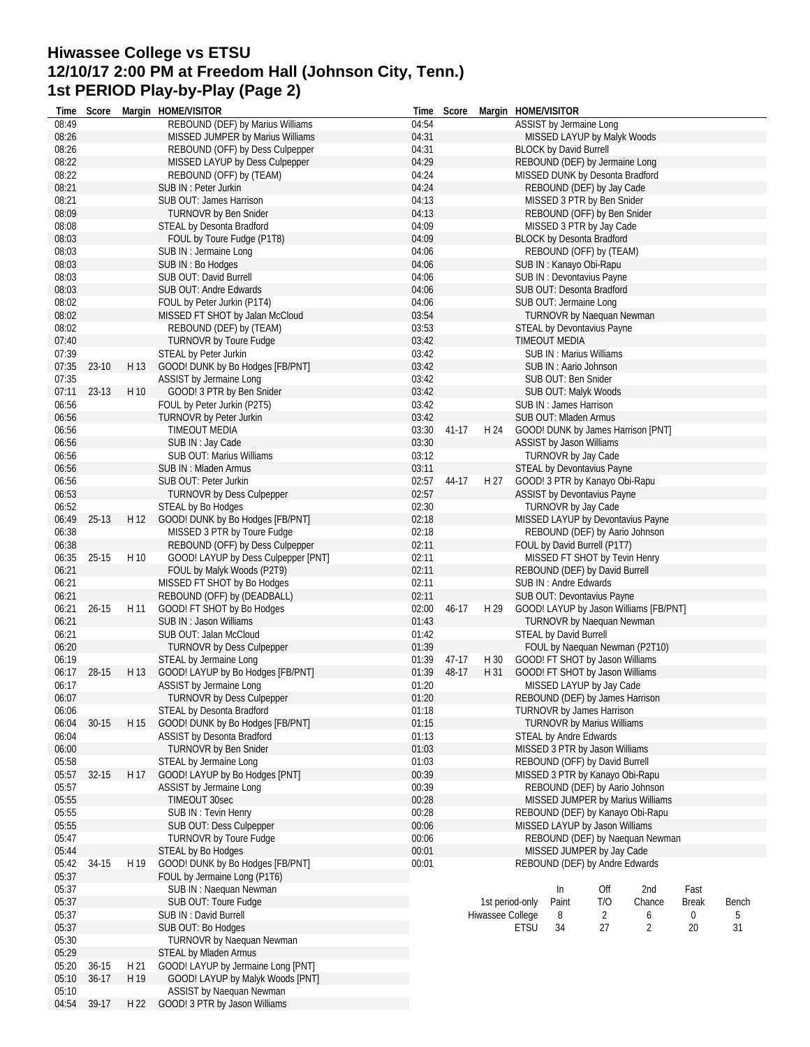# Hiwassee College vs ETSU
# 12/10/17 2:00 PM at Freedom Hall (Johnson City, Tenn.)
# 1st PERIOD Play-by-Play (Page 2)

| Time | Score | Margin | HOME/VISITOR |
|---|---|---|---|
| 08:49 | | | REBOUND (DEF) by Marius Williams |
| 08:26 | | | MISSED JUMPER by Marius Williams |
| 08:26 | | | REBOUND (OFF) by Dess Culpepper |
| 08:22 | | | MISSED LAYUP by Dess Culpepper |
| 08:22 | | | REBOUND (OFF) by (TEAM) |
| 08:21 | | | SUB IN : Peter Jurkin |
| 08:21 | | | SUB OUT: James Harrison |
| 08:09 | | | TURNOVR by Ben Snider |
| 08:08 | | | STEAL by Desonta Bradford |
| 08:03 | | | FOUL by Toure Fudge (P1T8) |
| 08:03 | | | SUB IN : Jermaine Long |
| 08:03 | | | SUB IN : Bo Hodges |
| 08:03 | | | SUB OUT: David Burrell |
| 08:03 | | | SUB OUT: Andre Edwards |
| 08:02 | | | FOUL by Peter Jurkin (P1T4) |
| 08:02 | | | MISSED FT SHOT by Jalan McCloud |
| 08:02 | | | REBOUND (DEF) by (TEAM) |
| 07:40 | | | TURNOVR by Toure Fudge |
| 07:39 | | | STEAL by Peter Jurkin |
| 07:35 | 23-10 | H 13 | GOOD! DUNK by Bo Hodges [FB/PNT] |
| 07:35 | | | ASSIST by Jermaine Long |
| 07:11 | 23-13 | H 10 | GOOD! 3 PTR by Ben Snider |
| 06:56 | | | FOUL by Peter Jurkin (P2T5) |
| 06:56 | | | TURNOVR by Peter Jurkin |
| 06:56 | | | TIMEOUT MEDIA |
| 06:56 | | | SUB IN : Jay Cade |
| 06:56 | | | SUB OUT: Marius Williams |
| 06:56 | | | SUB IN : Mladen Armus |
| 06:56 | | | SUB OUT: Peter Jurkin |
| 06:53 | | | TURNOVR by Dess Culpepper |
| 06:52 | | | STEAL by Bo Hodges |
| 06:49 | 25-13 | H 12 | GOOD! DUNK by Bo Hodges [FB/PNT] |
| 06:38 | | | MISSED 3 PTR by Toure Fudge |
| 06:38 | | | REBOUND (OFF) by Dess Culpepper |
| 06:35 | 25-15 | H 10 | GOOD! LAYUP by Dess Culpepper [PNT] |
| 06:21 | | | FOUL by Malyk Woods (P2T9) |
| 06:21 | | | MISSED FT SHOT by Bo Hodges |
| 06:21 | | | REBOUND (OFF) by (DEADBALL) |
| 06:21 | 26-15 | H 11 | GOOD! FT SHOT by Bo Hodges |
| 06:21 | | | SUB IN : Jason Williams |
| 06:21 | | | SUB OUT: Jalan McCloud |
| 06:20 | | | TURNOVR by Dess Culpepper |
| 06:19 | | | STEAL by Jermaine Long |
| 06:17 | 28-15 | H 13 | GOOD! LAYUP by Bo Hodges [FB/PNT] |
| 06:17 | | | ASSIST by Jermaine Long |
| 06:07 | | | TURNOVR by Dess Culpepper |
| 06:06 | | | STEAL by Desonta Bradford |
| 06:04 | 30-15 | H 15 | GOOD! DUNK by Bo Hodges [FB/PNT] |
| 06:04 | | | ASSIST by Desonta Bradford |
| 06:00 | | | TURNOVR by Ben Snider |
| 05:58 | | | STEAL by Jermaine Long |
| 05:57 | 32-15 | H 17 | GOOD! LAYUP by Bo Hodges [PNT] |
| 05:57 | | | ASSIST by Jermaine Long |
| 05:55 | | | TIMEOUT 30sec |
| 05:55 | | | SUB IN : Tevin Henry |
| 05:55 | | | SUB OUT: Dess Culpepper |
| 05:47 | | | TURNOVR by Toure Fudge |
| 05:44 | | | STEAL by Bo Hodges |
| 05:42 | 34-15 | H 19 | GOOD! DUNK by Bo Hodges [FB/PNT] |
| 05:37 | | | FOUL by Jermaine Long (P1T6) |
| 05:37 | | | SUB IN : Naequan Newman |
| 05:37 | | | SUB OUT: Toure Fudge |
| 05:37 | | | SUB IN : David Burrell |
| 05:37 | | | SUB OUT: Bo Hodges |
| 05:30 | | | TURNOVR by Naequan Newman |
| 05:29 | | | STEAL by Mladen Armus |
| 05:20 | 36-15 | H 21 | GOOD! LAYUP by Jermaine Long [PNT] |
| 05:10 | 36-17 | H 19 | GOOD! LAYUP by Malyk Woods [PNT] |
| 05:10 | | | ASSIST by Naequan Newman |
| 04:54 | 39-17 | H 22 | GOOD! 3 PTR by Jason Williams |
| 04:54 | | | ASSIST by Jermaine Long |
| 04:31 | | | MISSED LAYUP by Malyk Woods |
| 04:31 | | | BLOCK by David Burrell |
| 04:29 | | | REBOUND (DEF) by Jermaine Long |
| 04:24 | | | MISSED DUNK by Desonta Bradford |
| 04:24 | | | REBOUND (DEF) by Jay Cade |
| 04:13 | | | MISSED 3 PTR by Ben Snider |
| 04:13 | | | REBOUND (OFF) by Ben Snider |
| 04:09 | | | MISSED 3 PTR by Jay Cade |
| 04:09 | | | BLOCK by Desonta Bradford |
| 04:06 | | | REBOUND (OFF) by (TEAM) |
| 04:06 | | | SUB IN : Kanayo Obi-Rapu |
| 04:06 | | | SUB IN : Devontavius Payne |
| 04:06 | | | SUB OUT: Desonta Bradford |
| 04:06 | | | SUB OUT: Jermaine Long |
| 03:54 | | | TURNOVR by Naequan Newman |
| 03:53 | | | STEAL by Devontavius Payne |
| 03:42 | | | TIMEOUT MEDIA |
| 03:42 | | | SUB IN : Marius Williams |
| 03:42 | | | SUB IN : Aario Johnson |
| 03:42 | | | SUB OUT: Ben Snider |
| 03:42 | | | SUB OUT: Malyk Woods |
| 03:42 | | | SUB IN : James Harrison |
| 03:42 | | | SUB OUT: Mladen Armus |
| 03:30 | 41-17 | H 24 | GOOD! DUNK by James Harrison [PNT] |
| 03:30 | | | ASSIST by Jason Williams |
| 03:12 | | | TURNOVR by Jay Cade |
| 03:11 | | | STEAL by Devontavius Payne |
| 02:57 | 44-17 | H 27 | GOOD! 3 PTR by Kanayo Obi-Rapu |
| 02:57 | | | ASSIST by Devontavius Payne |
| 02:30 | | | TURNOVR by Jay Cade |
| 02:18 | | | MISSED LAYUP by Devontavius Payne |
| 02:18 | | | REBOUND (DEF) by Aario Johnson |
| 02:11 | | | FOUL by David Burrell (P1T7) |
| 02:11 | | | MISSED FT SHOT by Tevin Henry |
| 02:11 | | | REBOUND (DEF) by David Burrell |
| 02:11 | | | SUB IN : Andre Edwards |
| 02:11 | | | SUB OUT: Devontavius Payne |
| 02:00 | 46-17 | H 29 | GOOD! LAYUP by Jason Williams [FB/PNT] |
| 01:43 | | | TURNOVR by Naequan Newman |
| 01:42 | | | STEAL by David Burrell |
| 01:39 | | | FOUL by Naequan Newman (P2T10) |
| 01:39 | 47-17 | H 30 | GOOD! FT SHOT by Jason Williams |
| 01:39 | 48-17 | H 31 | GOOD! FT SHOT by Jason Williams |
| 01:20 | | | MISSED LAYUP by Jay Cade |
| 01:20 | | | REBOUND (DEF) by James Harrison |
| 01:18 | | | TURNOVR by James Harrison |
| 01:15 | | | TURNOVR by Marius Williams |
| 01:13 | | | STEAL by Andre Edwards |
| 01:03 | | | MISSED 3 PTR by Jason Williams |
| 01:03 | | | REBOUND (OFF) by David Burrell |
| 00:39 | | | MISSED 3 PTR by Kanayo Obi-Rapu |
| 00:39 | | | REBOUND (DEF) by Aario Johnson |
| 00:28 | | | MISSED JUMPER by Marius Williams |
| 00:28 | | | REBOUND (DEF) by Kanayo Obi-Rapu |
| 00:06 | | | MISSED LAYUP by Jason Williams |
| 00:06 | | | REBOUND (DEF) by Naequan Newman |
| 00:01 | | | MISSED JUMPER by Jay Cade |
| 00:01 | | | REBOUND (DEF) by Andre Edwards |

| 1st period-only | In Paint | Off T/O | 2nd Chance | Fast Break | Bench |
|---|---|---|---|---|---|
| Hiwassee College | 8 | 2 | 6 | 0 | 5 |
| ETSU | 34 | 27 | 2 | 20 | 31 |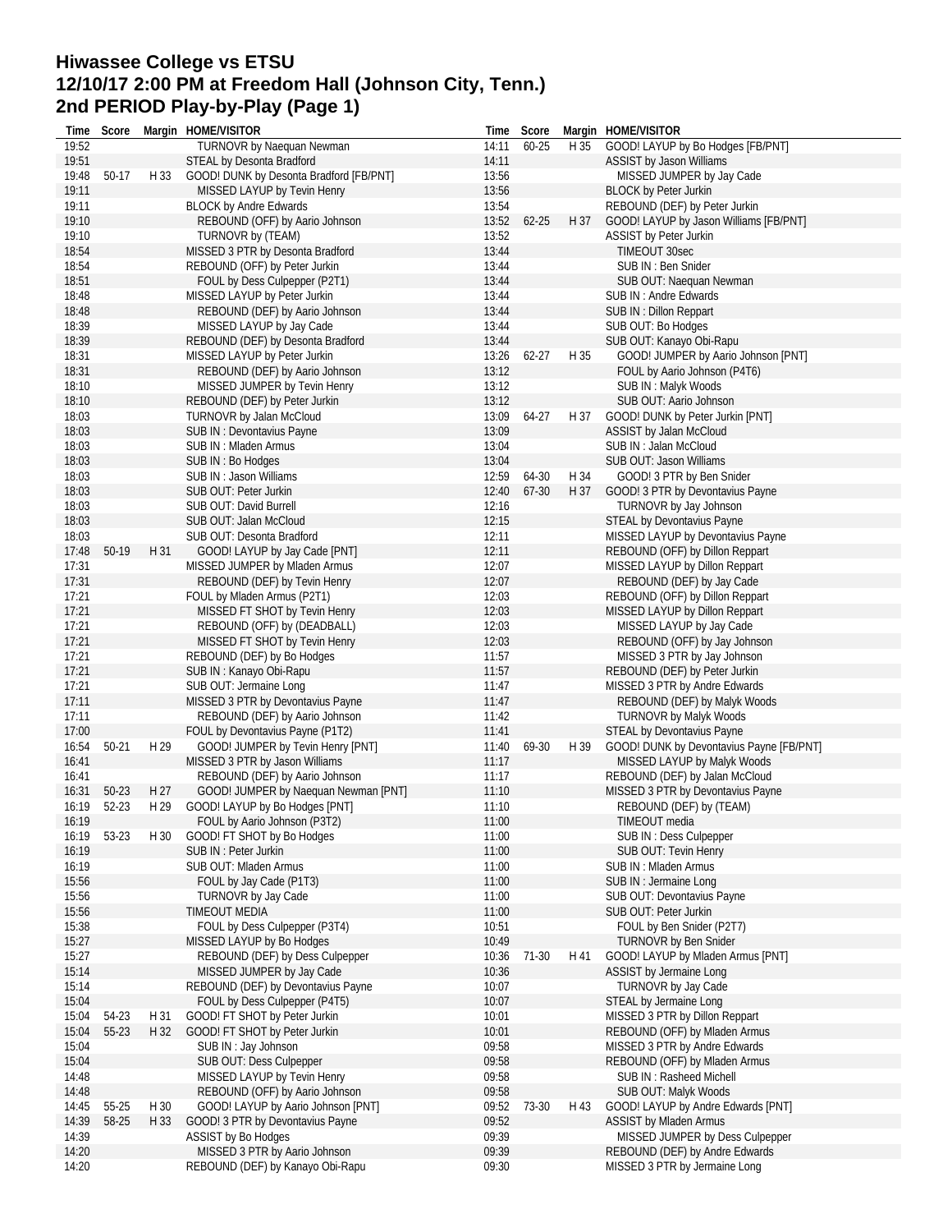# Hiwassee College vs ETSU
## 12/10/17 2:00 PM at Freedom Hall (Johnson City, Tenn.)
## 2nd PERIOD Play-by-Play (Page 1)

| Time | Score | Margin | HOME/VISITOR |
|---|---|---|---|
| 19:52 | | | TURNOVR by Naequan Newman |
| 19:51 | | | STEAL by Desonta Bradford |
| 19:48 | 50-17 | H 33 | GOOD! DUNK by Desonta Bradford [FB/PNT] |
| 19:11 | | | MISSED LAYUP by Tevin Henry |
| 19:11 | | | BLOCK by Andre Edwards |
| 19:10 | | | REBOUND (OFF) by Aario Johnson |
| 19:10 | | | TURNOVR by (TEAM) |
| 18:54 | | | MISSED 3 PTR by Desonta Bradford |
| 18:54 | | | REBOUND (OFF) by Peter Jurkin |
| 18:51 | | | FOUL by Dess Culpepper (P2T1) |
| 18:48 | | | MISSED LAYUP by Peter Jurkin |
| 18:48 | | | REBOUND (DEF) by Aario Johnson |
| 18:39 | | | MISSED LAYUP by Jay Cade |
| 18:39 | | | REBOUND (DEF) by Desonta Bradford |
| 18:31 | | | MISSED LAYUP by Peter Jurkin |
| 18:31 | | | REBOUND (DEF) by Aario Johnson |
| 18:10 | | | MISSED JUMPER by Tevin Henry |
| 18:10 | | | REBOUND (DEF) by Peter Jurkin |
| 18:03 | | | TURNOVR by Jalan McCloud |
| 18:03 | | | SUB IN : Devontavius Payne |
| 18:03 | | | SUB IN : Mladen Armus |
| 18:03 | | | SUB IN : Bo Hodges |
| 18:03 | | | SUB IN : Jason Williams |
| 18:03 | | | SUB OUT: Peter Jurkin |
| 18:03 | | | SUB OUT: David Burrell |
| 18:03 | | | SUB OUT: Jalan McCloud |
| 18:03 | | | SUB OUT: Desonta Bradford |
| 17:48 | 50-19 | H 31 | GOOD! LAYUP by Jay Cade [PNT] |
| 17:31 | | | MISSED JUMPER by Mladen Armus |
| 17:31 | | | REBOUND (DEF) by Tevin Henry |
| 17:21 | | | FOUL by Mladen Armus (P2T1) |
| 17:21 | | | MISSED FT SHOT by Tevin Henry |
| 17:21 | | | REBOUND (OFF) by (DEADBALL) |
| 17:21 | | | MISSED FT SHOT by Tevin Henry |
| 17:21 | | | REBOUND (DEF) by Bo Hodges |
| 17:21 | | | SUB IN : Kanayo Obi-Rapu |
| 17:21 | | | SUB OUT: Jermaine Long |
| 17:11 | | | MISSED 3 PTR by Devontavius Payne |
| 17:11 | | | REBOUND (DEF) by Aario Johnson |
| 17:00 | | | FOUL by Devontavius Payne (P1T2) |
| 16:54 | 50-21 | H 29 | GOOD! JUMPER by Tevin Henry [PNT] |
| 16:41 | | | MISSED 3 PTR by Jason Williams |
| 16:41 | | | REBOUND (DEF) by Aario Johnson |
| 16:31 | 50-23 | H 27 | GOOD! JUMPER by Naequan Newman [PNT] |
| 16:19 | 52-23 | H 29 | GOOD! LAYUP by Bo Hodges [PNT] |
| 16:19 | | | FOUL by Aario Johnson (P3T2) |
| 16:19 | 53-23 | H 30 | GOOD! FT SHOT by Bo Hodges |
| 16:19 | | | SUB IN : Peter Jurkin |
| 16:19 | | | SUB OUT: Mladen Armus |
| 15:56 | | | FOUL by Jay Cade (P1T3) |
| 15:56 | | | TURNOVR by Jay Cade |
| 15:56 | | | TIMEOUT MEDIA |
| 15:38 | | | FOUL by Dess Culpepper (P3T4) |
| 15:27 | | | MISSED LAYUP by Bo Hodges |
| 15:27 | | | REBOUND (DEF) by Dess Culpepper |
| 15:14 | | | MISSED JUMPER by Jay Cade |
| 15:14 | | | REBOUND (DEF) by Devontavius Payne |
| 15:04 | | | FOUL by Dess Culpepper (P4T5) |
| 15:04 | 54-23 | H 31 | GOOD! FT SHOT by Peter Jurkin |
| 15:04 | 55-23 | H 32 | GOOD! FT SHOT by Peter Jurkin |
| 15:04 | | | SUB IN : Jay Johnson |
| 15:04 | | | SUB OUT: Dess Culpepper |
| 14:48 | | | MISSED LAYUP by Tevin Henry |
| 14:48 | | | REBOUND (OFF) by Aario Johnson |
| 14:45 | 55-25 | H 30 | GOOD! LAYUP by Aario Johnson [PNT] |
| 14:39 | 58-25 | H 33 | GOOD! 3 PTR by Devontavius Payne |
| 14:39 | | | ASSIST by Bo Hodges |
| 14:20 | | | MISSED 3 PTR by Aario Johnson |
| 14:20 | | | REBOUND (DEF) by Kanayo Obi-Rapu |
| 14:11 | 60-25 | H 35 | GOOD! LAYUP by Bo Hodges [FB/PNT] |
| 14:11 | | | ASSIST by Jason Williams |
| 13:56 | | | MISSED JUMPER by Jay Cade |
| 13:56 | | | BLOCK by Peter Jurkin |
| 13:54 | | | REBOUND (DEF) by Peter Jurkin |
| 13:52 | 62-25 | H 37 | GOOD! LAYUP by Jason Williams [FB/PNT] |
| 13:52 | | | ASSIST by Peter Jurkin |
| 13:44 | | | TIMEOUT 30sec |
| 13:44 | | | SUB IN : Ben Snider |
| 13:44 | | | SUB OUT: Naequan Newman |
| 13:44 | | | SUB IN : Andre Edwards |
| 13:44 | | | SUB IN : Dillon Reppart |
| 13:44 | | | SUB OUT: Bo Hodges |
| 13:44 | | | SUB OUT: Kanayo Obi-Rapu |
| 13:26 | 62-27 | H 35 | GOOD! JUMPER by Aario Johnson [PNT] |
| 13:12 | | | FOUL by Aario Johnson (P4T6) |
| 13:12 | | | SUB IN : Malyk Woods |
| 13:12 | | | SUB OUT: Aario Johnson |
| 13:09 | 64-27 | H 37 | GOOD! DUNK by Peter Jurkin [PNT] |
| 13:09 | | | ASSIST by Jalan McCloud |
| 13:04 | | | SUB IN : Jalan McCloud |
| 13:04 | | | SUB OUT: Jason Williams |
| 12:59 | 64-30 | H 34 | GOOD! 3 PTR by Ben Snider |
| 12:40 | 67-30 | H 37 | GOOD! 3 PTR by Devontavius Payne |
| 12:16 | | | TURNOVR by Jay Johnson |
| 12:15 | | | STEAL by Devontavius Payne |
| 12:11 | | | MISSED LAYUP by Devontavius Payne |
| 12:11 | | | REBOUND (OFF) by Dillon Reppart |
| 12:07 | | | MISSED LAYUP by Dillon Reppart |
| 12:07 | | | REBOUND (DEF) by Jay Cade |
| 12:03 | | | REBOUND (OFF) by Dillon Reppart |
| 12:03 | | | MISSED LAYUP by Dillon Reppart |
| 12:03 | | | MISSED LAYUP by Jay Cade |
| 12:03 | | | REBOUND (OFF) by Jay Johnson |
| 11:57 | | | MISSED 3 PTR by Jay Johnson |
| 11:57 | | | REBOUND (DEF) by Peter Jurkin |
| 11:47 | | | MISSED 3 PTR by Andre Edwards |
| 11:47 | | | REBOUND (DEF) by Malyk Woods |
| 11:42 | | | TURNOVR by Malyk Woods |
| 11:41 | | | STEAL by Devontavius Payne |
| 11:40 | 69-30 | H 39 | GOOD! DUNK by Devontavius Payne [FB/PNT] |
| 11:17 | | | MISSED LAYUP by Malyk Woods |
| 11:17 | | | REBOUND (DEF) by Jalan McCloud |
| 11:10 | | | MISSED 3 PTR by Devontavius Payne |
| 11:10 | | | REBOUND (DEF) by (TEAM) |
| 11:00 | | | TIMEOUT media |
| 11:00 | | | SUB IN : Dess Culpepper |
| 11:00 | | | SUB OUT: Tevin Henry |
| 11:00 | | | SUB IN : Mladen Armus |
| 11:00 | | | SUB IN : Jermaine Long |
| 11:00 | | | SUB OUT: Devontavius Payne |
| 11:00 | | | SUB OUT: Peter Jurkin |
| 10:51 | | | FOUL by Ben Snider (P2T7) |
| 10:49 | | | TURNOVR by Ben Snider |
| 10:36 | 71-30 | H 41 | GOOD! LAYUP by Mladen Armus [PNT] |
| 10:36 | | | ASSIST by Jermaine Long |
| 10:07 | | | TURNOVR by Jay Cade |
| 10:07 | | | STEAL by Jermaine Long |
| 10:01 | | | MISSED 3 PTR by Dillon Reppart |
| 10:01 | | | REBOUND (OFF) by Mladen Armus |
| 09:58 | | | MISSED 3 PTR by Andre Edwards |
| 09:58 | | | REBOUND (OFF) by Mladen Armus |
| 09:58 | | | SUB IN : Rasheed Michell |
| 09:58 | | | SUB OUT: Malyk Woods |
| 09:52 | 73-30 | H 43 | GOOD! LAYUP by Andre Edwards [PNT] |
| 09:52 | | | ASSIST by Mladen Armus |
| 09:39 | | | MISSED JUMPER by Dess Culpepper |
| 09:39 | | | REBOUND (DEF) by Andre Edwards |
| 09:30 | | | MISSED 3 PTR by Jermaine Long |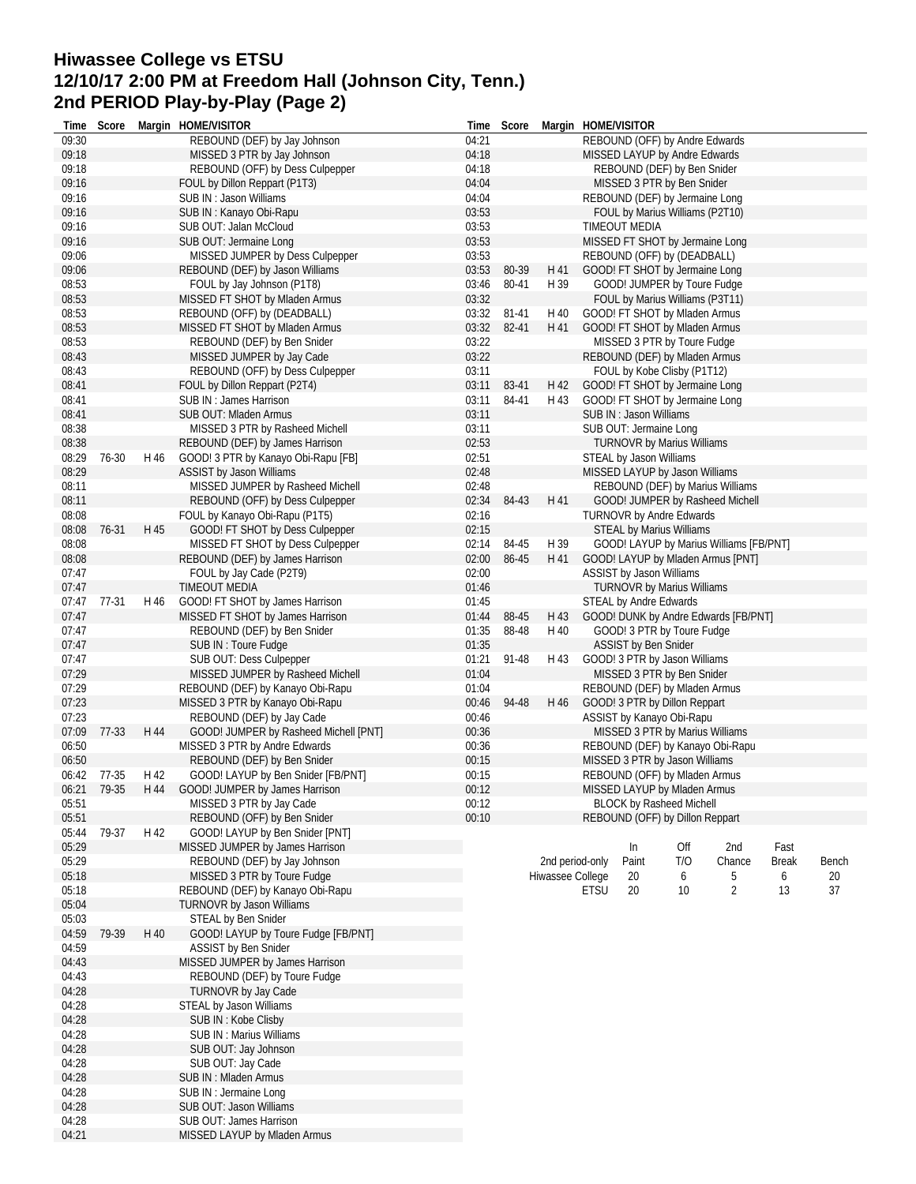# Hiwassee College vs ETSU
## 12/10/17 2:00 PM at Freedom Hall (Johnson City, Tenn.)
## 2nd PERIOD Play-by-Play (Page 2)

| Time | Score | Margin | HOME/VISITOR |
|---|---|---|---|
| 09:30 | | | REBOUND (DEF) by Jay Johnson |
| 09:18 | | | MISSED 3 PTR by Jay Johnson |
| 09:18 | | | REBOUND (OFF) by Dess Culpepper |
| 09:16 | | | FOUL by Dillon Reppart (P1T3) |
| 09:16 | | | SUB IN : Jason Williams |
| 09:16 | | | SUB IN : Kanayo Obi-Rapu |
| 09:16 | | | SUB OUT: Jalan McCloud |
| 09:16 | | | SUB OUT: Jermaine Long |
| 09:06 | | | MISSED JUMPER by Dess Culpepper |
| 09:06 | | | REBOUND (DEF) by Jason Williams |
| 08:53 | | | FOUL by Jay Johnson (P1T8) |
| 08:53 | | | MISSED FT SHOT by Mladen Armus |
| 08:53 | | | REBOUND (OFF) by (DEADBALL) |
| 08:53 | | | MISSED FT SHOT by Mladen Armus |
| 08:53 | | | REBOUND (DEF) by Ben Snider |
| 08:43 | | | MISSED JUMPER by Jay Cade |
| 08:43 | | | REBOUND (OFF) by Dess Culpepper |
| 08:41 | | | FOUL by Dillon Reppart (P2T4) |
| 08:41 | | | SUB IN : James Harrison |
| 08:41 | | | SUB OUT: Mladen Armus |
| 08:38 | | | MISSED 3 PTR by Rasheed Michell |
| 08:38 | | | REBOUND (DEF) by James Harrison |
| 08:29 | 76-30 | H 46 | GOOD! 3 PTR by Kanayo Obi-Rapu [FB] |
| 08:29 | | | ASSIST by Jason Williams |
| 08:11 | | | MISSED JUMPER by Rasheed Michell |
| 08:11 | | | REBOUND (OFF) by Dess Culpepper |
| 08:08 | | | FOUL by Kanayo Obi-Rapu (P1T5) |
| 08:08 | 76-31 | H 45 | GOOD! FT SHOT by Dess Culpepper |
| 08:08 | | | MISSED FT SHOT by Dess Culpepper |
| 08:08 | | | REBOUND (DEF) by James Harrison |
| 07:47 | | | FOUL by Jay Cade (P2T9) |
| 07:47 | | | TIMEOUT MEDIA |
| 07:47 | 77-31 | H 46 | GOOD! FT SHOT by James Harrison |
| 07:47 | | | MISSED FT SHOT by James Harrison |
| 07:47 | | | REBOUND (DEF) by Ben Snider |
| 07:47 | | | SUB IN : Toure Fudge |
| 07:47 | | | SUB OUT: Dess Culpepper |
| 07:29 | | | MISSED JUMPER by Rasheed Michell |
| 07:29 | | | REBOUND (DEF) by Kanayo Obi-Rapu |
| 07:23 | | | MISSED 3 PTR by Kanayo Obi-Rapu |
| 07:23 | | | REBOUND (DEF) by Jay Cade |
| 07:09 | 77-33 | H 44 | GOOD! JUMPER by Rasheed Michell [PNT] |
| 06:50 | | | MISSED 3 PTR by Andre Edwards |
| 06:50 | | | REBOUND (DEF) by Ben Snider |
| 06:42 | 77-35 | H 42 | GOOD! LAYUP by Ben Snider [FB/PNT] |
| 06:21 | 79-35 | H 44 | GOOD! JUMPER by James Harrison |
| 05:51 | | | MISSED 3 PTR by Jay Cade |
| 05:51 | | | REBOUND (OFF) by Ben Snider |
| 05:44 | 79-37 | H 42 | GOOD! LAYUP by Ben Snider [PNT] |
| 05:29 | | | MISSED JUMPER by James Harrison |
| 05:29 | | | REBOUND (DEF) by Jay Johnson |
| 05:18 | | | MISSED 3 PTR by Toure Fudge |
| 05:18 | | | REBOUND (DEF) by Kanayo Obi-Rapu |
| 05:04 | | | TURNOVR by Jason Williams |
| 05:03 | | | STEAL by Ben Snider |
| 04:59 | 79-39 | H 40 | GOOD! LAYUP by Toure Fudge [FB/PNT] |
| 04:59 | | | ASSIST by Ben Snider |
| 04:43 | | | MISSED JUMPER by James Harrison |
| 04:43 | | | REBOUND (DEF) by Toure Fudge |
| 04:28 | | | TURNOVR by Jay Cade |
| 04:28 | | | STEAL by Jason Williams |
| 04:28 | | | SUB IN : Kobe Clisby |
| 04:28 | | | SUB IN : Marius Williams |
| 04:28 | | | SUB OUT: Jay Johnson |
| 04:28 | | | SUB OUT: Jay Cade |
| 04:28 | | | SUB IN : Mladen Armus |
| 04:28 | | | SUB IN : Jermaine Long |
| 04:28 | | | SUB OUT: Jason Williams |
| 04:28 | | | SUB OUT: James Harrison |
| 04:21 | | | MISSED LAYUP by Mladen Armus |
| 04:21 | | | REBOUND (OFF) by Andre Edwards |
| 04:18 | | | MISSED LAYUP by Andre Edwards |
| 04:18 | | | REBOUND (DEF) by Ben Snider |
| 04:04 | | | MISSED 3 PTR by Ben Snider |
| 04:04 | | | REBOUND (DEF) by Jermaine Long |
| 03:53 | | | FOUL by Marius Williams (P2T10) |
| 03:53 | | | TIMEOUT MEDIA |
| 03:53 | | | MISSED FT SHOT by Jermaine Long |
| 03:53 | | | REBOUND (OFF) by (DEADBALL) |
| 03:53 | 80-39 | H 41 | GOOD! FT SHOT by Jermaine Long |
| 03:46 | 80-41 | H 39 | GOOD! JUMPER by Toure Fudge |
| 03:32 | | | FOUL by Marius Williams (P3T11) |
| 03:32 | 81-41 | H 40 | GOOD! FT SHOT by Mladen Armus |
| 03:32 | 82-41 | H 41 | GOOD! FT SHOT by Mladen Armus |
| 03:22 | | | MISSED 3 PTR by Toure Fudge |
| 03:22 | | | REBOUND (DEF) by Mladen Armus |
| 03:11 | | | FOUL by Kobe Clisby (P1T12) |
| 03:11 | 83-41 | H 42 | GOOD! FT SHOT by Jermaine Long |
| 03:11 | 84-41 | H 43 | GOOD! FT SHOT by Jermaine Long |
| 03:11 | | | SUB IN : Jason Williams |
| 03:11 | | | SUB OUT: Jermaine Long |
| 02:53 | | | TURNOVR by Marius Williams |
| 02:51 | | | STEAL by Jason Williams |
| 02:48 | | | MISSED LAYUP by Jason Williams |
| 02:48 | | | REBOUND (DEF) by Marius Williams |
| 02:34 | 84-43 | H 41 | GOOD! JUMPER by Rasheed Michell |
| 02:16 | | | TURNOVR by Andre Edwards |
| 02:15 | | | STEAL by Marius Williams |
| 02:14 | 84-45 | H 39 | GOOD! LAYUP by Marius Williams [FB/PNT] |
| 02:00 | 86-45 | H 41 | GOOD! LAYUP by Mladen Armus [PNT] |
| 02:00 | | | ASSIST by Jason Williams |
| 01:46 | | | TURNOVR by Marius Williams |
| 01:45 | | | STEAL by Andre Edwards |
| 01:44 | 88-45 | H 43 | GOOD! DUNK by Andre Edwards [FB/PNT] |
| 01:35 | 88-48 | H 40 | GOOD! 3 PTR by Toure Fudge |
| 01:35 | | | ASSIST by Ben Snider |
| 01:21 | 91-48 | H 43 | GOOD! 3 PTR by Jason Williams |
| 01:04 | | | MISSED 3 PTR by Ben Snider |
| 01:04 | | | REBOUND (DEF) by Mladen Armus |
| 00:46 | 94-48 | H 46 | GOOD! 3 PTR by Dillon Reppart |
| 00:46 | | | ASSIST by Kanayo Obi-Rapu |
| 00:36 | | | MISSED 3 PTR by Marius Williams |
| 00:36 | | | REBOUND (DEF) by Kanayo Obi-Rapu |
| 00:15 | | | MISSED 3 PTR by Jason Williams |
| 00:15 | | | REBOUND (OFF) by Mladen Armus |
| 00:12 | | | MISSED LAYUP by Mladen Armus |
| 00:12 | | | BLOCK by Rasheed Michell |
| 00:10 | | | REBOUND (OFF) by Dillon Reppart |

| 2nd period-only | In Paint | Off T/O | 2nd Chance | Fast Break | Bench |
|---|---|---|---|---|---|
| Hiwassee College | 20 | 6 | 5 | 6 | 20 |
| ETSU | 20 | 10 | 2 | 13 | 37 |